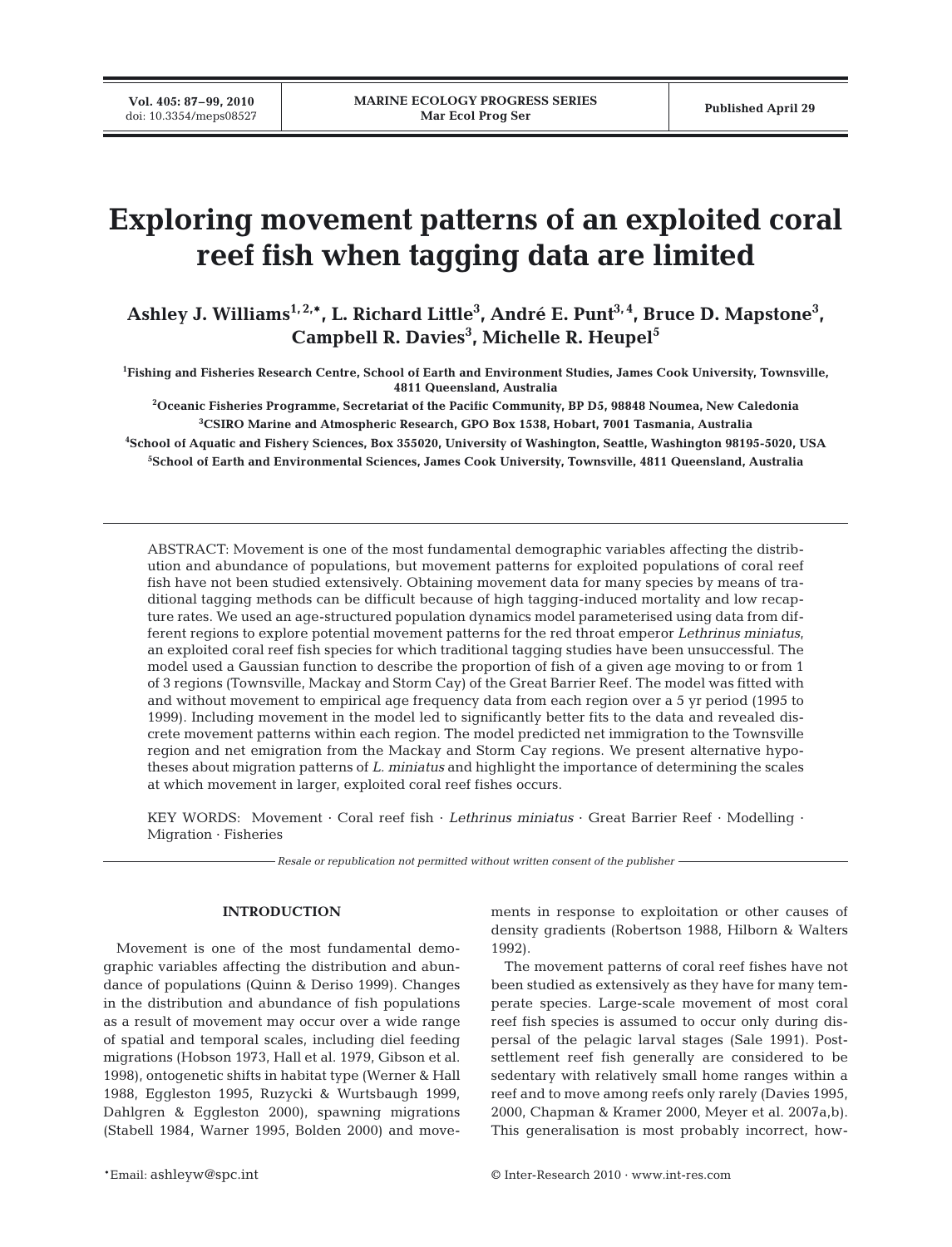# Exploring movement patterns of an exploited coral reef fish when tagging data are limited

**Ashley J. Williams[1,2,*], L. Richard Little[3], André E. Punt[3,4], Bruce D. Mapstone[3], Campbell R. Davies[3], Michelle R. Heupel[5]**

[1]Fishing and Fisheries Research Centre, School of Earth and Environment Studies, James Cook University, Townsville, 4811 Queensland, Australia

[2]Oceanic Fisheries Programme, Secretariat of the Pacific Community, BP D5, 98848 Noumea, New Caledonia

[3]CSIRO Marine and Atmospheric Research, GPO Box 1538, Hobart, 7001 Tasmania, Australia

[4]School of Aquatic and Fishery Sciences, Box 355020, University of Washington, Seattle, Washington 98195-5020, USA

[5]School of Earth and Environmental Sciences, James Cook University, Townsville, 4811 Queensland, Australia

ABSTRACT: Movement is one of the most fundamental demographic variables affecting the distribution and abundance of populations, but movement patterns for exploited populations of coral reef fish have not been studied extensively. Obtaining movement data for many species by means of traditional tagging methods can be difficult because of high tagging-induced mortality and low recapture rates. We used an age-structured population dynamics model parameterised using data from different regions to explore potential movement patterns for the red throat emperor *Lethrinus miniatus*, an exploited coral reef fish species for which traditional tagging studies have been unsuccessful. The model used a Gaussian function to describe the proportion of fish of a given age moving to or from 1 of 3 regions (Townsville, Mackay and Storm Cay) of the Great Barrier Reef. The model was fitted with and without movement to empirical age frequency data from each region over a 5 yr period (1995 to 1999). Including movement in the model led to significantly better fits to the data and revealed discrete movement patterns within each region. The model predicted net immigration to the Townsville region and net emigration from the Mackay and Storm Cay regions. We present alternative hypotheses about migration patterns of *L. miniatus* and highlight the importance of determining the scales at which movement in larger, exploited coral reef fishes occurs.

KEY WORDS: Movement · Coral reef fish · *Lethrinus miniatus* · Great Barrier Reef · Modelling · Migration · Fisheries

*Resale or republication not permitted without written consent of the publisher*

## INTRODUCTION

Movement is one of the most fundamental demographic variables affecting the distribution and abundance of populations (Quinn & Deriso 1999). Changes in the distribution and abundance of fish populations as a result of movement may occur over a wide range of spatial and temporal scales, including diel feeding migrations (Hobson 1973, Hall et al. 1979, Gibson et al. 1998), ontogenetic shifts in habitat type (Werner & Hall 1988, Eggleston 1995, Ruzycki & Wurtsbaugh 1999, Dahlgren & Eggleston 2000), spawning migrations (Stabell 1984, Warner 1995, Bolden 2000) and movements in response to exploitation or other causes of density gradients (Robertson 1988, Hilborn & Walters 1992).

The movement patterns of coral reef fishes have not been studied as extensively as they have for many temperate species. Large-scale movement of most coral reef fish species is assumed to occur only during dispersal of the pelagic larval stages (Sale 1991). Post-settlement reef fish generally are considered to be sedentary with relatively small home ranges within a reef and to move among reefs only rarely (Davies 1995, 2000, Chapman & Kramer 2000, Meyer et al. 2007a,b). This generalisation is most probably incorrect, how-

*Email: ashleyw@spc.int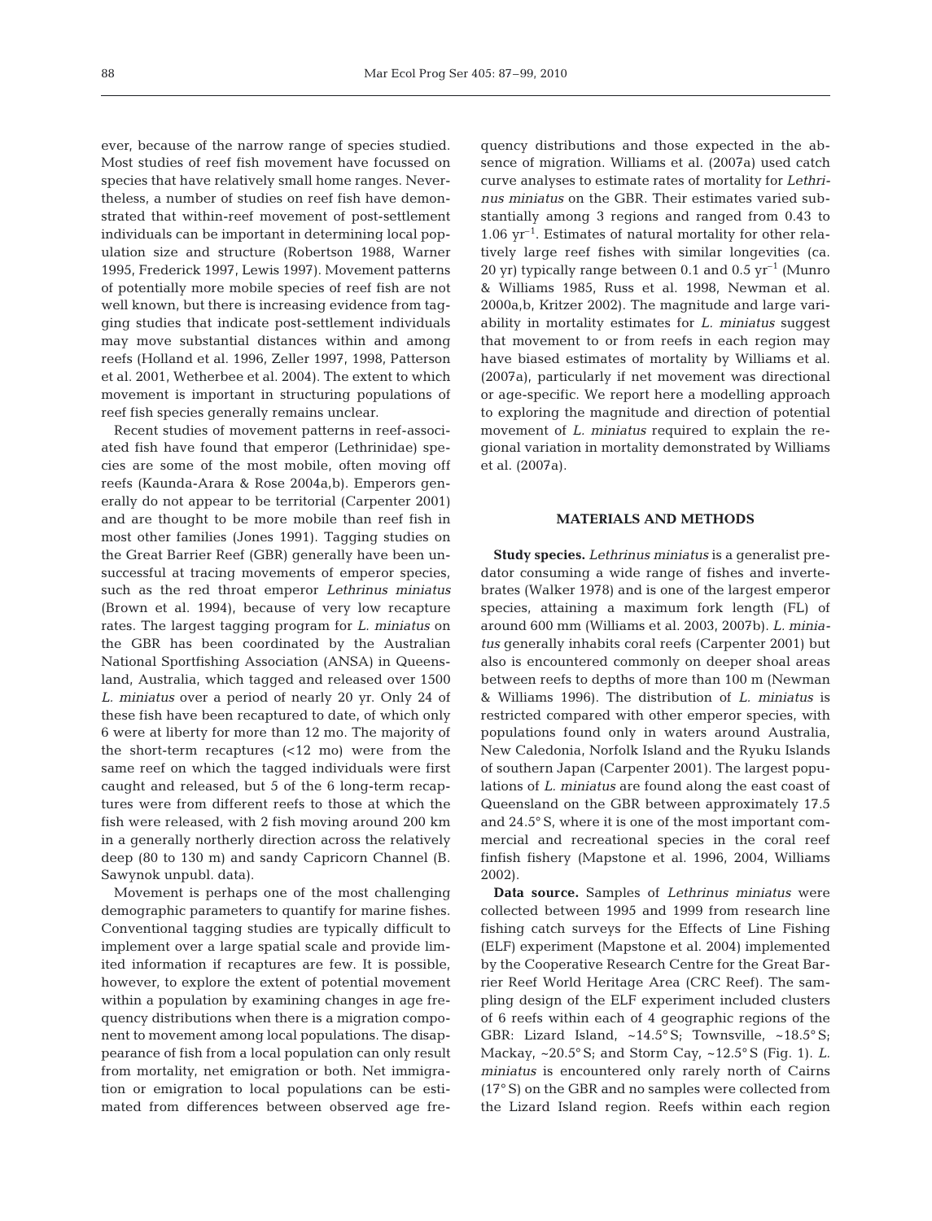ever, because of the narrow range of species studied. Most studies of reef fish movement have focussed on species that have relatively small home ranges. Nevertheless, a number of studies on reef fish have demonstrated that within-reef movement of post-settlement individuals can be important in determining local population size and structure (Robertson 1988, Warner 1995, Frederick 1997, Lewis 1997). Movement patterns of potentially more mobile species of reef fish are not well known, but there is increasing evidence from tagging studies that indicate post-settlement individuals may move substantial distances within and among reefs (Holland et al. 1996, Zeller 1997, 1998, Patterson et al. 2001, Wetherbee et al. 2004). The extent to which movement is important in structuring populations of reef fish species generally remains unclear.

Recent studies of movement patterns in reef-associated fish have found that emperor (Lethrinidae) species are some of the most mobile, often moving off reefs (Kaunda-Arara & Rose 2004a,b). Emperors generally do not appear to be territorial (Carpenter 2001) and are thought to be more mobile than reef fish in most other families (Jones 1991). Tagging studies on the Great Barrier Reef (GBR) generally have been unsuccessful at tracing movements of emperor species, such as the red throat emperor *Lethrinus miniatus* (Brown et al. 1994), because of very low recapture rates. The largest tagging program for *L. miniatus* on the GBR has been coordinated by the Australian National Sportfishing Association (ANSA) in Queensland, Australia, which tagged and released over 1500 *L. miniatus* over a period of nearly 20 yr. Only 24 of these fish have been recaptured to date, of which only 6 were at liberty for more than 12 mo. The majority of the short-term recaptures (<12 mo) were from the same reef on which the tagged individuals were first caught and released, but 5 of the 6 long-term recaptures were from different reefs to those at which the fish were released, with 2 fish moving around 200 km in a generally northerly direction across the relatively deep (80 to 130 m) and sandy Capricorn Channel (B. Sawynok unpubl. data).

Movement is perhaps one of the most challenging demographic parameters to quantify for marine fishes. Conventional tagging studies are typically difficult to implement over a large spatial scale and provide limited information if recaptures are few. It is possible, however, to explore the extent of potential movement within a population by examining changes in age frequency distributions when there is a migration component to movement among local populations. The disappearance of fish from a local population can only result from mortality, net emigration or both. Net immigration or emigration to local populations can be estimated from differences between observed age frequency distributions and those expected in the absence of migration. Williams et al. (2007a) used catch curve analyses to estimate rates of mortality for *Lethrinus miniatus* on the GBR. Their estimates varied substantially among 3 regions and ranged from 0.43 to 1.06 $yr^{-1}$. Estimates of natural mortality for other relatively large reef fishes with similar longevities (ca. 20 yr) typically range between 0.1 and 0.5 $yr^{-1}$ (Munro & Williams 1985, Russ et al. 1998, Newman et al. 2000a,b, Kritzer 2002). The magnitude and large variability in mortality estimates for *L. miniatus* suggest that movement to or from reefs in each region may have biased estimates of mortality by Williams et al. (2007a), particularly if net movement was directional or age-specific. We report here a modelling approach to exploring the magnitude and direction of potential movement of *L. miniatus* required to explain the regional variation in mortality demonstrated by Williams et al. (2007a).

## MATERIALS AND METHODS

**Study species.** *Lethrinus miniatus* is a generalist predator consuming a wide range of fishes and invertebrates (Walker 1978) and is one of the largest emperor species, attaining a maximum fork length (FL) of around 600 mm (Williams et al. 2003, 2007b). *L. miniatus* generally inhabits coral reefs (Carpenter 2001) but also is encountered commonly on deeper shoal areas between reefs to depths of more than 100 m (Newman & Williams 1996). The distribution of *L. miniatus* is restricted compared with other emperor species, with populations found only in waters around Australia, New Caledonia, Norfolk Island and the Ryuku Islands of southern Japan (Carpenter 2001). The largest populations of *L. miniatus* are found along the east coast of Queensland on the GBR between approximately 17.5 and 24.5° S, where it is one of the most important commercial and recreational species in the coral reef finfish fishery (Mapstone et al. 1996, 2004, Williams 2002).

**Data source.** Samples of *Lethrinus miniatus* were collected between 1995 and 1999 from research line fishing catch surveys for the Effects of Line Fishing (ELF) experiment (Mapstone et al. 2004) implemented by the Cooperative Research Centre for the Great Barrier Reef World Heritage Area (CRC Reef). The sampling design of the ELF experiment included clusters of 6 reefs within each of 4 geographic regions of the GBR: Lizard Island, ~14.5° S; Townsville, ~18.5° S; Mackay, ~20.5° S; and Storm Cay, ~12.5° S (Fig. 1). *L. miniatus* is encountered only rarely north of Cairns (17° S) on the GBR and no samples were collected from the Lizard Island region. Reefs within each region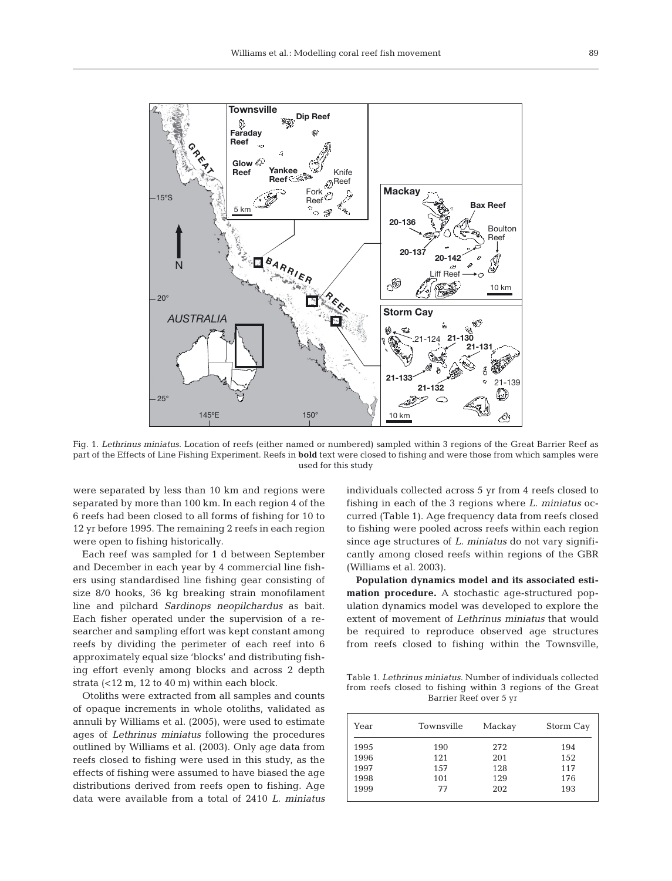Fig. 1. *Lethrinus miniatus*. Location of reefs (either named or numbered) sampled within 3 regions of the Great Barrier Reef as part of the Effects of Line Fishing Experiment. Reefs in **bold** text were closed to fishing and were those from which samples were used for this study

were separated by less than 10 km and regions were separated by more than 100 km. In each region 4 of the 6 reefs had been closed to all forms of fishing for 10 to 12 yr before 1995. The remaining 2 reefs in each region were open to fishing historically.

Each reef was sampled for 1 d between September and December in each year by 4 commercial line fishers using standardised line fishing gear consisting of size 8/0 hooks, 36 kg breaking strain monofilament line and pilchard *Sardinops neopilchardus* as bait. Each fisher operated under the supervision of a researcher and sampling effort was kept constant among reefs by dividing the perimeter of each reef into 6 approximately equal size 'blocks' and distributing fishing effort evenly among blocks and across 2 depth strata (<12 m, 12 to 40 m) within each block.

Otoliths were extracted from all samples and counts of opaque increments in whole otoliths, validated as annuli by Williams et al. (2005), were used to estimate ages of *Lethrinus miniatus* following the procedures outlined by Williams et al. (2003). Only age data from reefs closed to fishing were used in this study, as the effects of fishing were assumed to have biased the age distributions derived from reefs open to fishing. Age data were available from a total of 2410 *L. miniatus* individuals collected across 5 yr from 4 reefs closed to fishing in each of the 3 regions where *L. miniatus* occurred (Table 1). Age frequency data from reefs closed to fishing were pooled across reefs within each region since age structures of *L. miniatus* do not vary significantly among closed reefs within regions of the GBR (Williams et al. 2003).

**Population dynamics model and its associated estimation procedure.** A stochastic age-structured population dynamics model was developed to explore the extent of movement of *Lethrinus miniatus* that would be required to reproduce observed age structures from reefs closed to fishing within the Townsville,

Table 1. *Lethrinus miniatus*. Number of individuals collected from reefs closed to fishing within 3 regions of the Great Barrier Reef over 5 yr

| Year | Townsville | Mackay | Storm Cay |
|---|---|---|---|
| 1995 | 190 | 272 | 194 |
| 1996 | 121 | 201 | 152 |
| 1997 | 157 | 128 | 117 |
| 1998 | 101 | 129 | 176 |
| 1999 | 77 | 202 | 193 |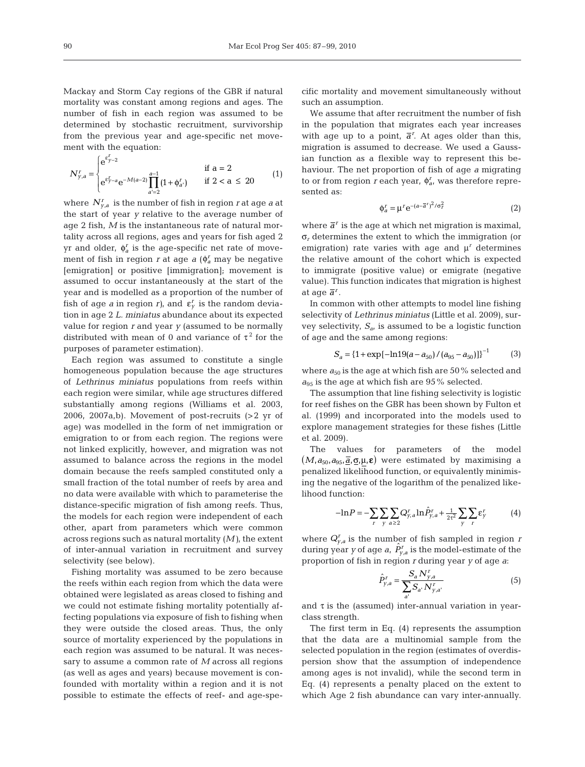Mackay and Storm Cay regions of the GBR if natural mortality was constant among regions and ages. The number of fish in each region was assumed to be determined by stochastic recruitment, survivorship from the previous year and age-specific net movement with the equation:

$$N_{y,a}^{r} = \begin{cases} e^{\varepsilon_{y-2}^{r}} & \text{if a = 2} \\ e^{\varepsilon_{y-a}^{r}} e^{-M(a-2)} \prod_{a'=2}^{a-1} (1+\phi_{a'}^{r}) & \text{if } 2 < a \le 20 \end{cases} \tag{1}$$

where $N_{y,a}^{r}$ is the number of fish in region *r* at age *a* at the start of year *y* relative to the average number of age 2 fish, *M* is the instantaneous rate of natural mortality across all regions, ages and years for fish aged 2 yr and older, $\phi_a^r$ is the age-specific net rate of movement of fish in region *r* at age *a* ($\phi_a^r$ may be negative [emigration] or positive [immigration]; movement is assumed to occur instantaneously at the start of the year and is modelled as a proportion of the number of fish of age *a* in region *r*), and $\varepsilon_y^r$ is the random deviation in age 2 *L. miniatus* abundance about its expected value for region *r* and year *y* (assumed to be normally distributed with mean of 0 and variance of $\tau^2$ for the purposes of parameter estimation).

Each region was assumed to constitute a single homogeneous population because the age structures of *Lethrinus miniatus* populations from reefs within each region were similar, while age structures differed substantially among regions (Williams et al. 2003, 2006, 2007a,b). Movement of post-recruits (>2 yr of age) was modelled in the form of net immigration or emigration to or from each region. The regions were not linked explicitly, however, and migration was not assumed to balance across the regions in the model domain because the reefs sampled constituted only a small fraction of the total number of reefs by area and no data were available with which to parameterise the distance-specific migration of fish among reefs. Thus, the models for each region were independent of each other, apart from parameters which were common across regions such as natural mortality (*M*), the extent of inter-annual variation in recruitment and survey selectivity (see below).

Fishing mortality was assumed to be zero because the reefs within each region from which the data were obtained were legislated as areas closed to fishing and we could not estimate fishing mortality potentially affecting populations via exposure of fish to fishing when they were outside the closed areas. Thus, the only source of mortality experienced by the populations in each region was assumed to be natural. It was necessary to assume a common rate of *M* across all regions (as well as ages and years) because movement is confounded with mortality within a region and it is not possible to estimate the effects of reef- and age-specific mortality and movement simultaneously without such an assumption.

We assume that after recruitment the number of fish in the population that migrates each year increases with age up to a point, $\bar{a}^r$. At ages older than this, migration is assumed to decrease. We used a Gaussian function as a flexible way to represent this behaviour. The net proportion of fish of age *a* migrating to or from region *r* each year, $\phi_a^r$, was therefore represented as:

$$\phi_a^r = \mu^r e^{-(a-\bar{a}^r)^2/\sigma_r^2} \tag{2}$$

where $\bar{a}^r$ is the age at which net migration is maximal, $\sigma_r$ determines the extent to which the immigration (or emigration) rate varies with age and $\mu^r$ determines the relative amount of the cohort which is expected to immigrate (positive value) or emigrate (negative value). This function indicates that migration is highest at age $\bar{a}^r$.

In common with other attempts to model line fishing selectivity of *Lethrinus miniatus* (Little et al. 2009), survey selectivity, $S_a$, is assumed to be a logistic function of age and the same among regions:

$$S_a = \{1 + \exp[-\ln 19(a - a_{50})/(a_{95} - a_{50})]\}^{-1} \tag{3}$$

where $a_{50}$ is the age at which fish are 50% selected and $a_{95}$ is the age at which fish are 95% selected.

The assumption that line fishing selectivity is logistic for reef fishes on the GBR has been shown by Fulton et al. (1999) and incorporated into the models used to explore management strategies for these fishes (Little et al. 2009).

The values for parameters of the model $(M, a_{50}, a_{95}, \underline{\bar{a}}, \underline{\sigma}, \underline{\mu}, \boldsymbol{\varepsilon})$ were estimated by maximising a penalized likelihood function, or equivalently minimising the negative of the logarithm of the penalized likelihood function:

$$-\ln P = -\sum_{r}\sum_{y}\sum_{a \ge 2} Q_{y,a}^{r} \ln \hat{P}_{y,a}^{r} + \tfrac{1}{2\tau^2}\sum_{y}\sum_{r}\varepsilon_y^r \tag{4}$$

where $Q_{y,a}^{r}$ is the number of fish sampled in region *r* during year *y* of age *a*, $\hat{P}_{y,a}^{r}$ is the model-estimate of the proportion of fish in region *r* during year *y* of age *a*:

$$\hat{P}_{y,a}^{r} = \frac{S_a N_{y,a}^{r}}{\sum_{a'} S_{a'} N_{y,a'}^{r}} \tag{5}$$

and $\tau$ is the (assumed) inter-annual variation in year-class strength.

The first term in Eq. (4) represents the assumption that the data are a multinomial sample from the selected population in the region (estimates of overdispersion show that the assumption of independence among ages is not invalid), while the second term in Eq. (4) represents a penalty placed on the extent to which Age 2 fish abundance can vary inter-annually.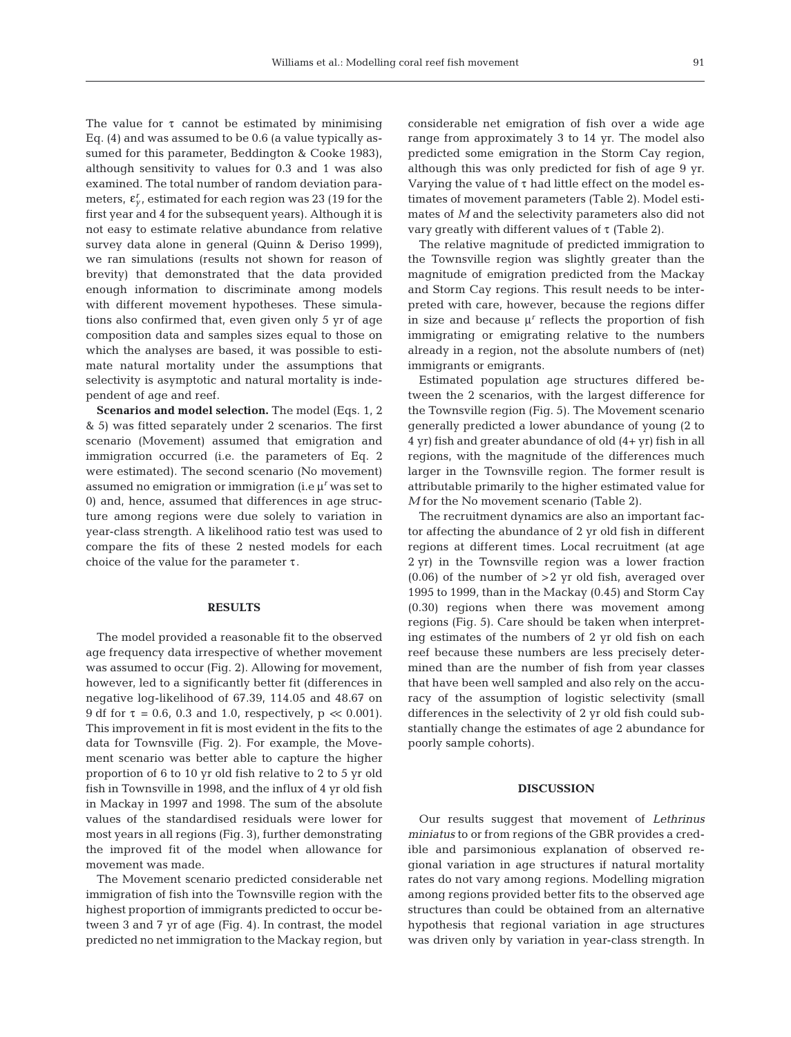The value for $\tau$ cannot be estimated by minimising Eq. (4) and was assumed to be 0.6 (a value typically assumed for this parameter, Beddington & Cooke 1983), although sensitivity to values for 0.3 and 1 was also examined. The total number of random deviation parameters, $\varepsilon_y^r$, estimated for each region was 23 (19 for the first year and 4 for the subsequent years). Although it is not easy to estimate relative abundance from relative survey data alone in general (Quinn & Deriso 1999), we ran simulations (results not shown for reason of brevity) that demonstrated that the data provided enough information to discriminate among models with different movement hypotheses. These simulations also confirmed that, even given only 5 yr of age composition data and samples sizes equal to those on which the analyses are based, it was possible to estimate natural mortality under the assumptions that selectivity is asymptotic and natural mortality is independent of age and reef.

**Scenarios and model selection.** The model (Eqs. 1, 2 & 5) was fitted separately under 2 scenarios. The first scenario (Movement) assumed that emigration and immigration occurred (i.e. the parameters of Eq. 2 were estimated). The second scenario (No movement) assumed no emigration or immigration (i.e $\mu^r$ was set to 0) and, hence, assumed that differences in age structure among regions were due solely to variation in year-class strength. A likelihood ratio test was used to compare the fits of these 2 nested models for each choice of the value for the parameter $\tau$.

## RESULTS

The model provided a reasonable fit to the observed age frequency data irrespective of whether movement was assumed to occur (Fig. 2). Allowing for movement, however, led to a significantly better fit (differences in negative log-likelihood of 67.39, 114.05 and 48.67 on 9 df for $\tau$ = 0.6, 0.3 and 1.0, respectively, $p \ll 0.001$). This improvement in fit is most evident in the fits to the data for Townsville (Fig. 2). For example, the Movement scenario was better able to capture the higher proportion of 6 to 10 yr old fish relative to 2 to 5 yr old fish in Townsville in 1998, and the influx of 4 yr old fish in Mackay in 1997 and 1998. The sum of the absolute values of the standardised residuals were lower for most years in all regions (Fig. 3), further demonstrating the improved fit of the model when allowance for movement was made.

The Movement scenario predicted considerable net immigration of fish into the Townsville region with the highest proportion of immigrants predicted to occur between 3 and 7 yr of age (Fig. 4). In contrast, the model predicted no net immigration to the Mackay region, but considerable net emigration of fish over a wide age range from approximately 3 to 14 yr. The model also predicted some emigration in the Storm Cay region, although this was only predicted for fish of age 9 yr. Varying the value of $\tau$ had little effect on the model estimates of movement parameters (Table 2). Model estimates of *M* and the selectivity parameters also did not vary greatly with different values of $\tau$ (Table 2).

The relative magnitude of predicted immigration to the Townsville region was slightly greater than the magnitude of emigration predicted from the Mackay and Storm Cay regions. This result needs to be interpreted with care, however, because the regions differ in size and because $\mu^r$ reflects the proportion of fish immigrating or emigrating relative to the numbers already in a region, not the absolute numbers of (net) immigrants or emigrants.

Estimated population age structures differed between the 2 scenarios, with the largest difference for the Townsville region (Fig. 5). The Movement scenario generally predicted a lower abundance of young (2 to 4 yr) fish and greater abundance of old (4+ yr) fish in all regions, with the magnitude of the differences much larger in the Townsville region. The former result is attributable primarily to the higher estimated value for *M* for the No movement scenario (Table 2).

The recruitment dynamics are also an important factor affecting the abundance of 2 yr old fish in different regions at different times. Local recruitment (at age 2 yr) in the Townsville region was a lower fraction (0.06) of the number of >2 yr old fish, averaged over 1995 to 1999, than in the Mackay (0.45) and Storm Cay (0.30) regions when there was movement among regions (Fig. 5). Care should be taken when interpreting estimates of the numbers of 2 yr old fish on each reef because these numbers are less precisely determined than are the number of fish from year classes that have been well sampled and also rely on the accuracy of the assumption of logistic selectivity (small differences in the selectivity of 2 yr old fish could substantially change the estimates of age 2 abundance for poorly sample cohorts).

## DISCUSSION

Our results suggest that movement of *Lethrinus miniatus* to or from regions of the GBR provides a credible and parsimonious explanation of observed regional variation in age structures if natural mortality rates do not vary among regions. Modelling migration among regions provided better fits to the observed age structures than could be obtained from an alternative hypothesis that regional variation in age structures was driven only by variation in year-class strength. In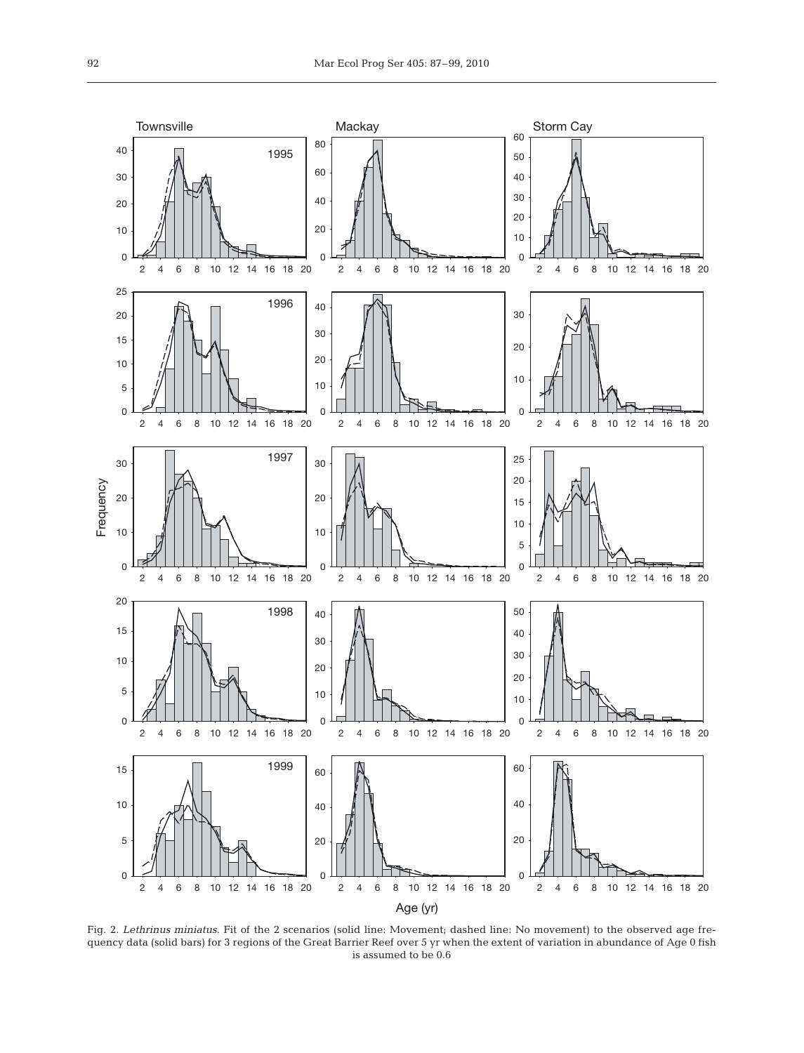Fig. 2. *Lethrinus miniatus*. Fit of the 2 scenarios (solid line: Movement; dashed line: No movement) to the observed age frequency data (solid bars) for 3 regions of the Great Barrier Reef over 5 yr when the extent of variation in abundance of Age 0 fish is assumed to be 0.6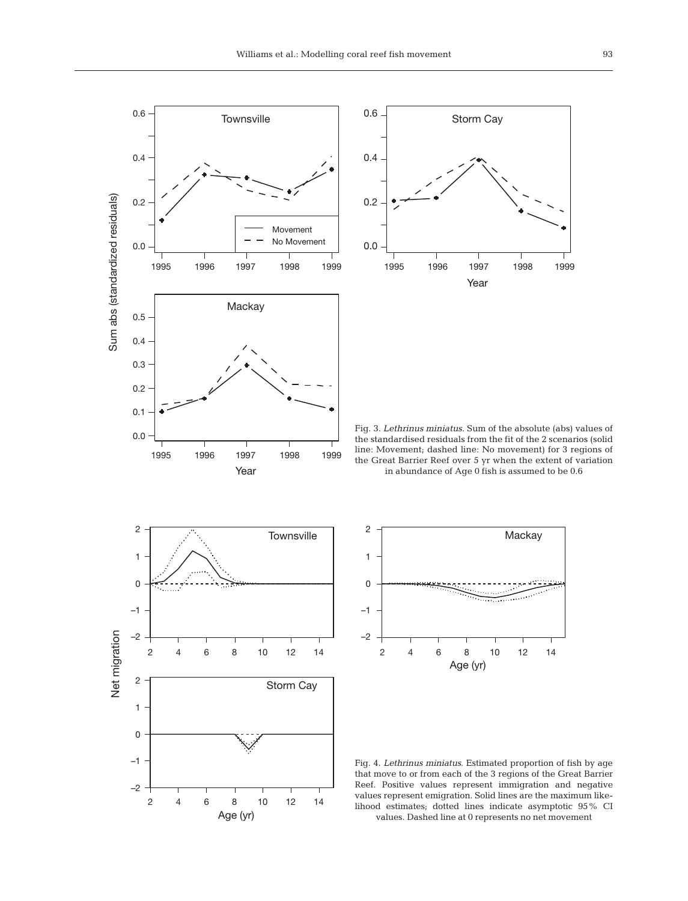Fig. 3. *Lethrinus miniatus*. Sum of the absolute (abs) values of the standardised residuals from the fit of the 2 scenarios (solid line: Movement; dashed line: No movement) for 3 regions of the Great Barrier Reef over 5 yr when the extent of variation in abundance of Age 0 fish is assumed to be 0.6

Fig. 4. *Lethrinus miniatus*. Estimated proportion of fish by age that move to or from each of the 3 regions of the Great Barrier Reef. Positive values represent immigration and negative values represent emigration. Solid lines are the maximum likelihood estimates; dotted lines indicate asymptotic 95% CI values. Dashed line at 0 represents no net movement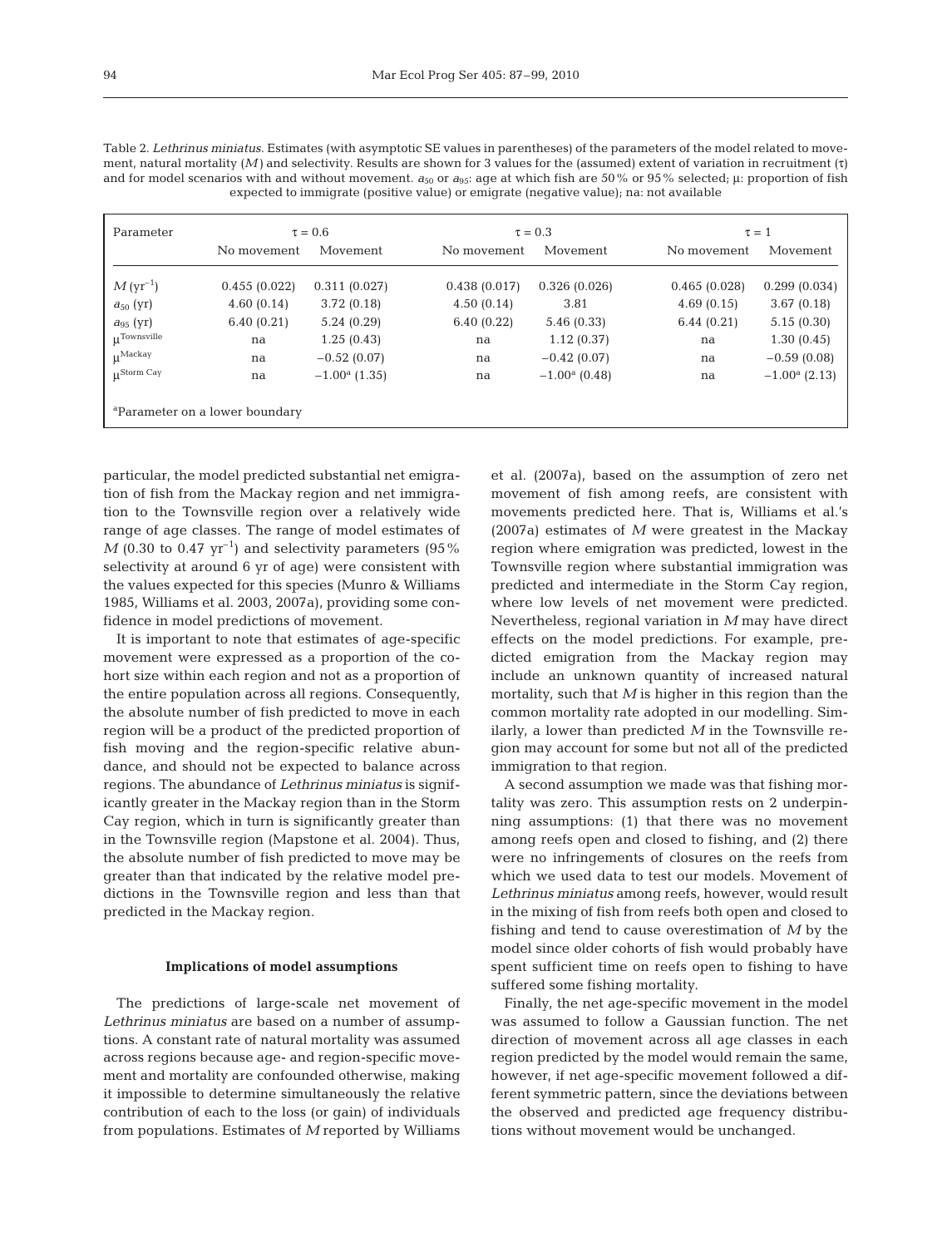Table 2. *Lethrinus miniatus*. Estimates (with asymptotic SE values in parentheses) of the parameters of the model related to movement, natural mortality ($M$) and selectivity. Results are shown for 3 values for the (assumed) extent of variation in recruitment ($\tau$) and for model scenarios with and without movement. $a_{50}$ or $a_{95}$: age at which fish are 50% or 95% selected; $\mu$: proportion of fish expected to immigrate (positive value) or emigrate (negative value); na: not available

| Parameter | $\tau = 0.6$ | | $\tau = 0.3$ | | $\tau = 1$ | |
|---|---|---|---|---|---|---|
| | No movement | Movement | No movement | Movement | No movement | Movement |
| $M$ (yr$^{-1}$) | 0.455 (0.022) | 0.311 (0.027) | 0.438 (0.017) | 0.326 (0.026) | 0.465 (0.028) | 0.299 (0.034) |
| $a_{50}$ (yr) | 4.60 (0.14) | 3.72 (0.18) | 4.50 (0.14) | 3.81 | 4.69 (0.15) | 3.67 (0.18) |
| $a_{95}$ (yr) | 6.40 (0.21) | 5.24 (0.29) | 6.40 (0.22) | 5.46 (0.33) | 6.44 (0.21) | 5.15 (0.30) |
| $\mu^{\text{Townsville}}$ | na | 1.25 (0.43) | na | 1.12 (0.37) | na | 1.30 (0.45) |
| $\mu^{\text{Mackay}}$ | na | −0.52 (0.07) | na | −0.42 (0.07) | na | −0.59 (0.08) |
| $\mu^{\text{Storm Cay}}$ | na | −1.00[a] (1.35) | na | −1.00[a] (0.48) | na | −1.00[a] (2.13) |

[a]Parameter on a lower boundary

particular, the model predicted substantial net emigration of fish from the Mackay region and net immigration to the Townsville region over a relatively wide range of age classes. The range of model estimates of $M$ (0.30 to 0.47 yr$^{-1}$) and selectivity parameters (95% selectivity at around 6 yr of age) were consistent with the values expected for this species (Munro & Williams 1985, Williams et al. 2003, 2007a), providing some confidence in model predictions of movement.

It is important to note that estimates of age-specific movement were expressed as a proportion of the cohort size within each region and not as a proportion of the entire population across all regions. Consequently, the absolute number of fish predicted to move in each region will be a product of the predicted proportion of fish moving and the region-specific relative abundance, and should not be expected to balance across regions. The abundance of *Lethrinus miniatus* is significantly greater in the Mackay region than in the Storm Cay region, which in turn is significantly greater than in the Townsville region (Mapstone et al. 2004). Thus, the absolute number of fish predicted to move may be greater than that indicated by the relative model predictions in the Townsville region and less than that predicted in the Mackay region.

### Implications of model assumptions

The predictions of large-scale net movement of *Lethrinus miniatus* are based on a number of assumptions. A constant rate of natural mortality was assumed across regions because age- and region-specific movement and mortality are confounded otherwise, making it impossible to determine simultaneously the relative contribution of each to the loss (or gain) of individuals from populations. Estimates of $M$ reported by Williams et al. (2007a), based on the assumption of zero net movement of fish among reefs, are consistent with movements predicted here. That is, Williams et al.'s (2007a) estimates of $M$ were greatest in the Mackay region where emigration was predicted, lowest in the Townsville region where substantial immigration was predicted and intermediate in the Storm Cay region, where low levels of net movement were predicted. Nevertheless, regional variation in $M$ may have direct effects on the model predictions. For example, predicted emigration from the Mackay region may include an unknown quantity of increased natural mortality, such that $M$ is higher in this region than the common mortality rate adopted in our modelling. Similarly, a lower than predicted $M$ in the Townsville region may account for some but not all of the predicted immigration to that region.

A second assumption we made was that fishing mortality was zero. This assumption rests on 2 underpinning assumptions: (1) that there was no movement among reefs open and closed to fishing, and (2) there were no infringements of closures on the reefs from which we used data to test our models. Movement of *Lethrinus miniatus* among reefs, however, would result in the mixing of fish from reefs both open and closed to fishing and tend to cause overestimation of $M$ by the model since older cohorts of fish would probably have spent sufficient time on reefs open to fishing to have suffered some fishing mortality.

Finally, the net age-specific movement in the model was assumed to follow a Gaussian function. The net direction of movement across all age classes in each region predicted by the model would remain the same, however, if net age-specific movement followed a different symmetric pattern, since the deviations between the observed and predicted age frequency distributions without movement would be unchanged.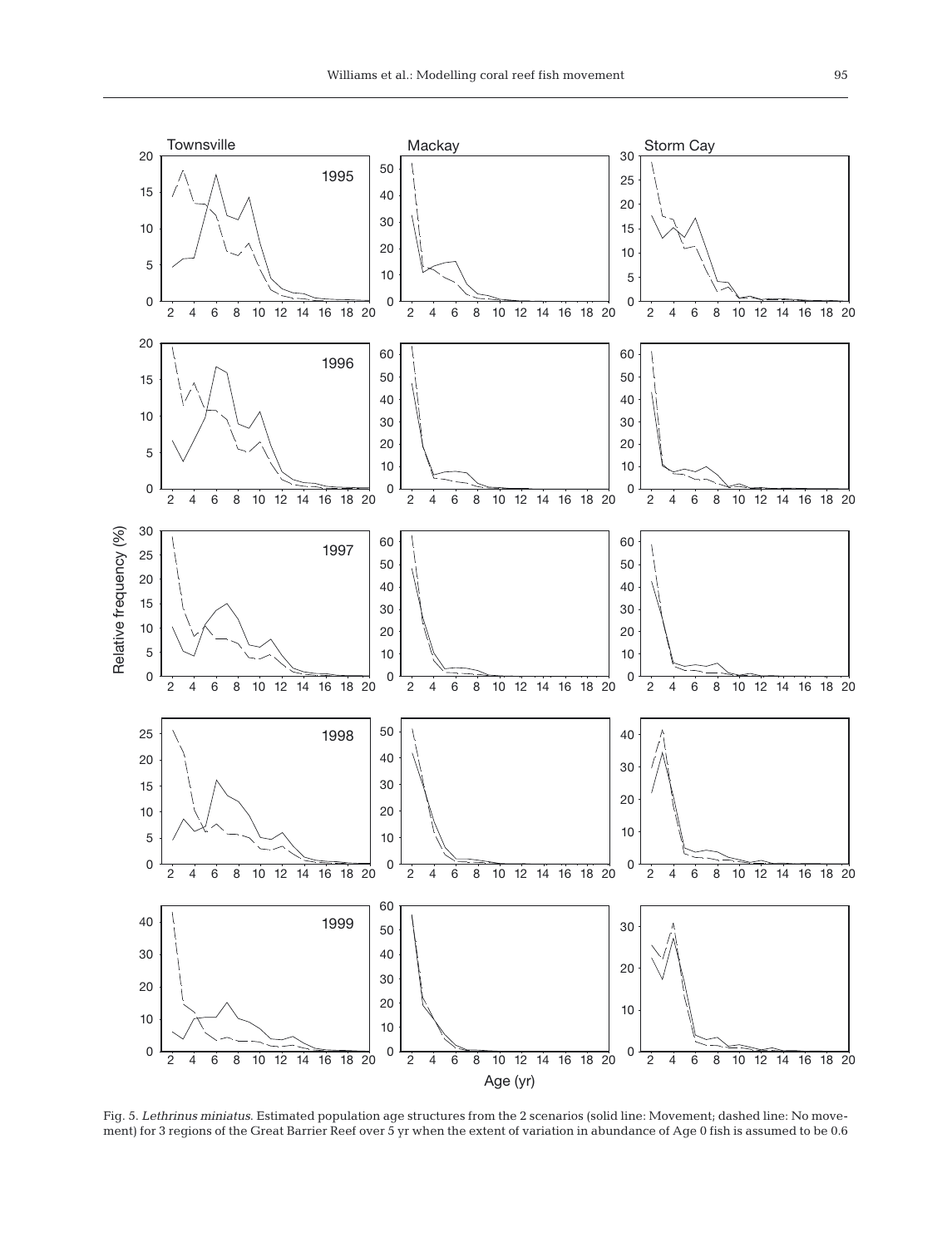Fig. 5. *Lethrinus miniatus*. Estimated population age structures from the 2 scenarios (solid line: Movement; dashed line: No movement) for 3 regions of the Great Barrier Reef over 5 yr when the extent of variation in abundance of Age 0 fish is assumed to be 0.6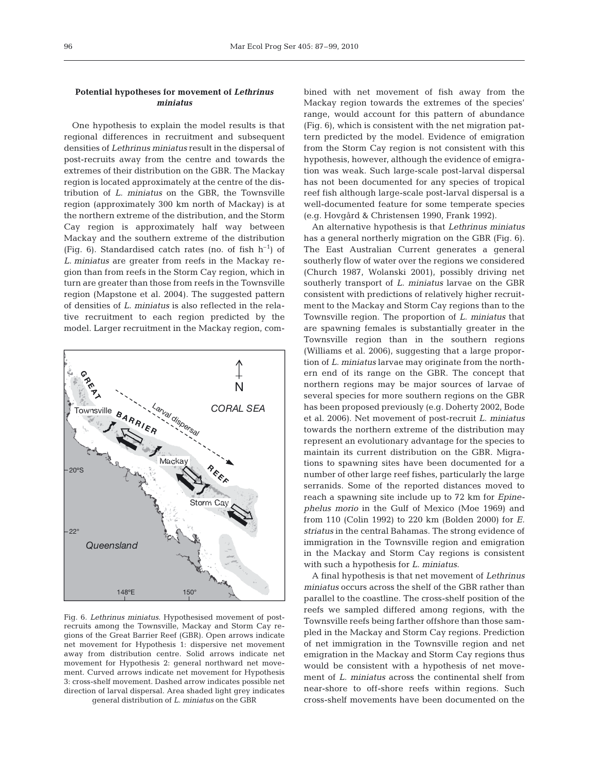### Potential hypotheses for movement of *Lethrinus miniatus*

One hypothesis to explain the model results is that regional differences in recruitment and subsequent densities of *Lethrinus miniatus* result in the dispersal of post-recruits away from the centre and towards the extremes of their distribution on the GBR. The Mackay region is located approximately at the centre of the distribution of *L. miniatus* on the GBR, the Townsville region (approximately 300 km north of Mackay) is at the northern extreme of the distribution, and the Storm Cay region is approximately half way between Mackay and the southern extreme of the distribution (Fig. 6). Standardised catch rates (no. of fish $h^{-1}$) of *L. miniatus* are greater from reefs in the Mackay region than from reefs in the Storm Cay region, which in turn are greater than those from reefs in the Townsville region (Mapstone et al. 2004). The suggested pattern of densities of *L. miniatus* is also reflected in the relative recruitment to each region predicted by the model. Larger recruitment in the Mackay region, combined with net movement of fish away from the Mackay region towards the extremes of the species' range, would account for this pattern of abundance (Fig. 6), which is consistent with the net migration pattern predicted by the model. Evidence of emigration from the Storm Cay region is not consistent with this hypothesis, however, although the evidence of emigration was weak. Such large-scale post-larval dispersal has not been documented for any species of tropical reef fish although large-scale post-larval dispersal is a well-documented feature for some temperate species (e.g. Hovgård & Christensen 1990, Frank 1992).

Fig. 6. *Lethrinus miniatus*. Hypothesised movement of post-recruits among the Townsville, Mackay and Storm Cay regions of the Great Barrier Reef (GBR). Open arrows indicate net movement for Hypothesis 1: dispersive net movement away from distribution centre. Solid arrows indicate net movement for Hypothesis 2: general northward net movement. Curved arrows indicate net movement for Hypothesis 3: cross-shelf movement. Dashed arrow indicates possible net direction of larval dispersal. Area shaded light grey indicates general distribution of *L. miniatus* on the GBR

An alternative hypothesis is that *Lethrinus miniatus* has a general northerly migration on the GBR (Fig. 6). The East Australian Current generates a general southerly flow of water over the regions we considered (Church 1987, Wolanski 2001), possibly driving net southerly transport of *L. miniatus* larvae on the GBR consistent with predictions of relatively higher recruitment to the Mackay and Storm Cay regions than to the Townsville region. The proportion of *L. miniatus* that are spawning females is substantially greater in the Townsville region than in the southern regions (Williams et al. 2006), suggesting that a large proportion of *L. miniatus* larvae may originate from the northern end of its range on the GBR. The concept that northern regions may be major sources of larvae of several species for more southern regions on the GBR has been proposed previously (e.g. Doherty 2002, Bode et al. 2006). Net movement of post-recruit *L. miniatus* towards the northern extreme of the distribution may represent an evolutionary advantage for the species to maintain its current distribution on the GBR. Migrations to spawning sites have been documented for a number of other large reef fishes, particularly the large serranids. Some of the reported distances moved to reach a spawning site include up to 72 km for *Epinephelus morio* in the Gulf of Mexico (Moe 1969) and from 110 (Colin 1992) to 220 km (Bolden 2000) for *E. striatus* in the central Bahamas. The strong evidence of immigration in the Townsville region and emigration in the Mackay and Storm Cay regions is consistent with such a hypothesis for *L. miniatus*.

A final hypothesis is that net movement of *Lethrinus miniatus* occurs across the shelf of the GBR rather than parallel to the coastline. The cross-shelf position of the reefs we sampled differed among regions, with the Townsville reefs being farther offshore than those sampled in the Mackay and Storm Cay regions. Prediction of net immigration in the Townsville region and net emigration in the Mackay and Storm Cay regions thus would be consistent with a hypothesis of net movement of *L. miniatus* across the continental shelf from near-shore to off-shore reefs within regions. Such cross-shelf movements have been documented on the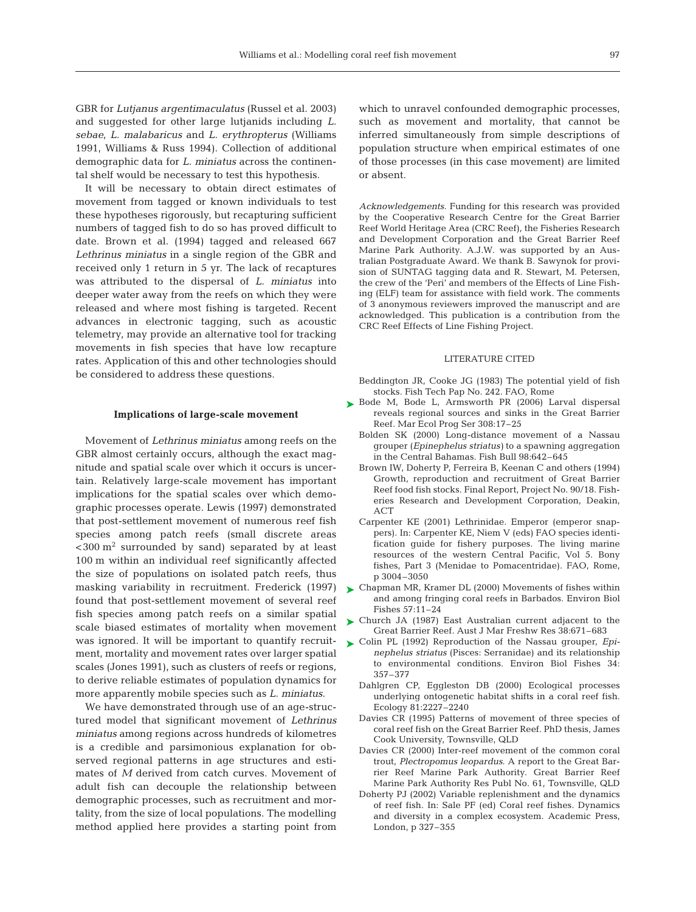GBR for *Lutjanus argentimaculatus* (Russel et al. 2003) and suggested for other large lutjanids including *L. sebae*, *L. malabaricus* and *L. erythropterus* (Williams 1991, Williams & Russ 1994). Collection of additional demographic data for *L. miniatus* across the continental shelf would be necessary to test this hypothesis.

It will be necessary to obtain direct estimates of movement from tagged or known individuals to test these hypotheses rigorously, but recapturing sufficient numbers of tagged fish to do so has proved difficult to date. Brown et al. (1994) tagged and released 667 *Lethrinus miniatus* in a single region of the GBR and received only 1 return in 5 yr. The lack of recaptures was attributed to the dispersal of *L. miniatus* into deeper water away from the reefs on which they were released and where most fishing is targeted. Recent advances in electronic tagging, such as acoustic telemetry, may provide an alternative tool for tracking movements in fish species that have low recapture rates. Application of this and other technologies should be considered to address these questions.

### Implications of large-scale movement

Movement of *Lethrinus miniatus* among reefs on the GBR almost certainly occurs, although the exact magnitude and spatial scale over which it occurs is uncertain. Relatively large-scale movement has important implications for the spatial scales over which demographic processes operate. Lewis (1997) demonstrated that post-settlement movement of numerous reef fish species among patch reefs (small discrete areas $<300$ m$^2$ surrounded by sand) separated by at least 100 m within an individual reef significantly affected the size of populations on isolated patch reefs, thus masking variability in recruitment. Frederick (1997) found that post-settlement movement of several reef fish species among patch reefs on a similar spatial scale biased estimates of mortality when movement was ignored. It will be important to quantify recruitment, mortality and movement rates over larger spatial scales (Jones 1991), such as clusters of reefs or regions, to derive reliable estimates of population dynamics for more apparently mobile species such as *L. miniatus*.

We have demonstrated through use of an age-structured model that significant movement of *Lethrinus miniatus* among regions across hundreds of kilometres is a credible and parsimonious explanation for observed regional patterns in age structures and estimates of *M* derived from catch curves. Movement of adult fish can decouple the relationship between demographic processes, such as recruitment and mortality, from the size of local populations. The modelling method applied here provides a starting point from which to unravel confounded demographic processes, such as movement and mortality, that cannot be inferred simultaneously from simple descriptions of population structure when empirical estimates of one of those processes (in this case movement) are limited or absent.

*Acknowledgements.* Funding for this research was provided by the Cooperative Research Centre for the Great Barrier Reef World Heritage Area (CRC Reef), the Fisheries Research and Development Corporation and the Great Barrier Reef Marine Park Authority. A.J.W. was supported by an Australian Postgraduate Award. We thank B. Sawynok for provision of SUNTAG tagging data and R. Stewart, M. Petersen, the crew of the 'Peri' and members of the Effects of Line Fishing (ELF) team for assistance with field work. The comments of 3 anonymous reviewers improved the manuscript and are acknowledged. This publication is a contribution from the CRC Reef Effects of Line Fishing Project.

### LITERATURE CITED

- Beddington JR, Cooke JG (1983) The potential yield of fish stocks. Fish Tech Pap No. 242. FAO, Rome
- Bode M, Bode L, Armsworth PR (2006) Larval dispersal reveals regional sources and sinks in the Great Barrier Reef. Mar Ecol Prog Ser 308:17–25
- Bolden SK (2000) Long-distance movement of a Nassau grouper (*Epinephelus striatus*) to a spawning aggregation in the Central Bahamas. Fish Bull 98:642–645
- Brown IW, Doherty P, Ferreira B, Keenan C and others (1994) Growth, reproduction and recruitment of Great Barrier Reef food fish stocks. Final Report, Project No. 90/18. Fisheries Research and Development Corporation, Deakin, ACT
- Carpenter KE (2001) Lethrinidae. Emperor (emperor snappers). In: Carpenter KE, Niem V (eds) FAO species identification guide for fishery purposes. The living marine resources of the western Central Pacific, Vol 5. Bony fishes, Part 3 (Menidae to Pomacentridae). FAO, Rome, p 3004–3050
- Chapman MR, Kramer DL (2000) Movements of fishes within and among fringing coral reefs in Barbados. Environ Biol Fishes 57:11–24
- Church JA (1987) East Australian current adjacent to the Great Barrier Reef. Aust J Mar Freshw Res 38:671–683
- Colin PL (1992) Reproduction of the Nassau grouper, *Epinephelus striatus* (Pisces: Serranidae) and its relationship to environmental conditions. Environ Biol Fishes 34: 357–377
- Dahlgren CP, Eggleston DB (2000) Ecological processes underlying ontogenetic habitat shifts in a coral reef fish. Ecology 81:2227–2240
- Davies CR (1995) Patterns of movement of three species of coral reef fish on the Great Barrier Reef. PhD thesis, James Cook University, Townsville, QLD
- Davies CR (2000) Inter-reef movement of the common coral trout, *Plectropomus leopardus*. A report to the Great Barrier Reef Marine Park Authority. Great Barrier Reef Marine Park Authority Res Publ No. 61, Townsville, QLD
- Doherty PJ (2002) Variable replenishment and the dynamics of reef fish. In: Sale PF (ed) Coral reef fishes. Dynamics and diversity in a complex ecosystem. Academic Press, London, p 327–355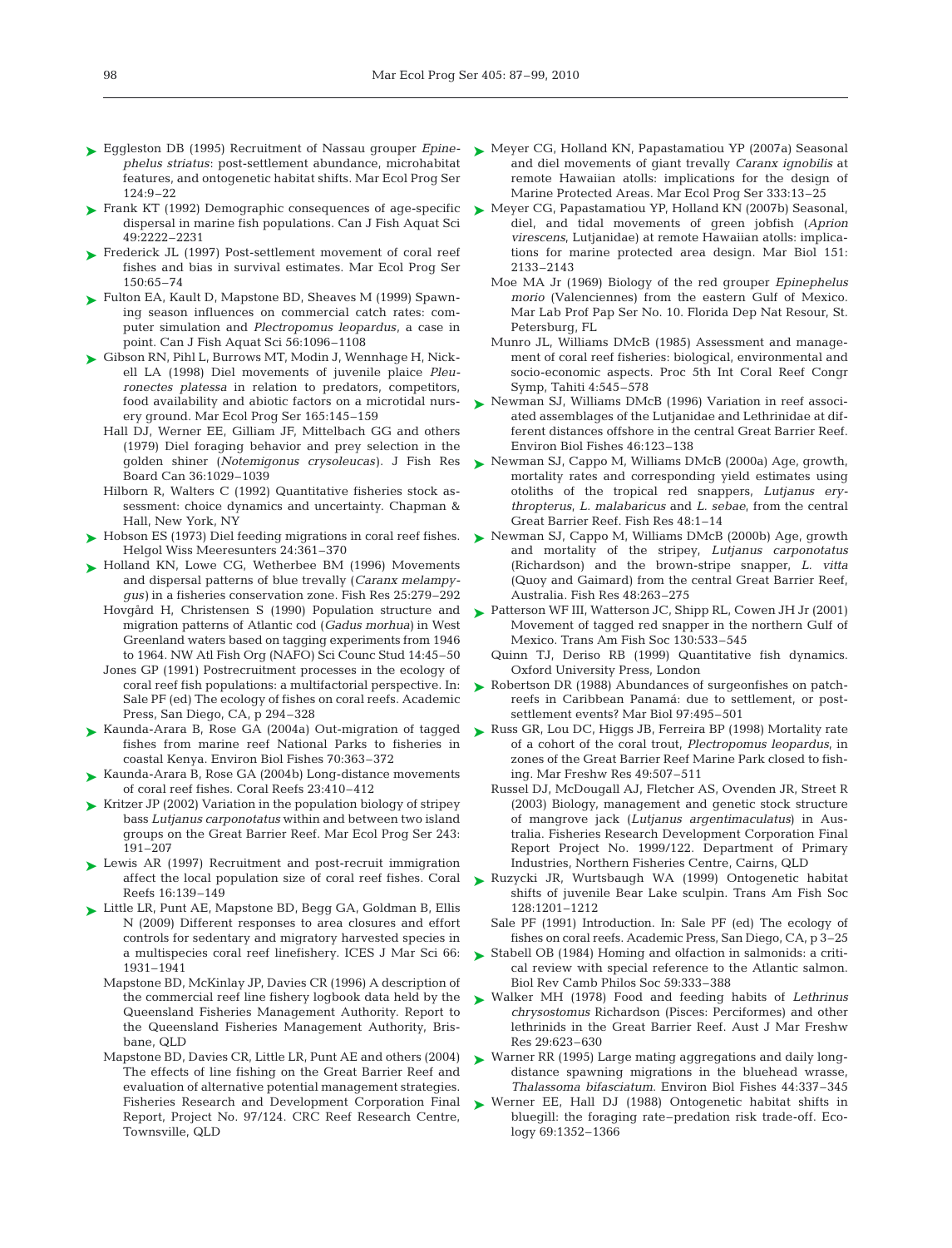Eggleston DB (1995) Recruitment of Nassau grouper *Epinephelus striatus*: post-settlement abundance, microhabitat features, and ontogenetic habitat shifts. Mar Ecol Prog Ser 124:9–22

Frank KT (1992) Demographic consequences of age-specific dispersal in marine fish populations. Can J Fish Aquat Sci 49:2222–2231

Frederick JL (1997) Post-settlement movement of coral reef fishes and bias in survival estimates. Mar Ecol Prog Ser 150:65–74

Fulton EA, Kault D, Mapstone BD, Sheaves M (1999) Spawning season influences on commercial catch rates: computer simulation and *Plectropomus leopardus*, a case in point. Can J Fish Aquat Sci 56:1096–1108

Gibson RN, Pihl L, Burrows MT, Modin J, Wennhage H, Nickell LA (1998) Diel movements of juvenile plaice *Pleuronectes platessa* in relation to predators, competitors, food availability and abiotic factors on a microtidal nursery ground. Mar Ecol Prog Ser 165:145–159

Hall DJ, Werner EE, Gilliam JF, Mittelbach GG and others (1979) Diel foraging behavior and prey selection in the golden shiner (*Notemigonus crysoleucas*). J Fish Res Board Can 36:1029–1039

Hilborn R, Walters C (1992) Quantitative fisheries stock assessment: choice dynamics and uncertainty. Chapman & Hall, New York, NY

Hobson ES (1973) Diel feeding migrations in coral reef fishes. Helgol Wiss Meeresunters 24:361–370

Holland KN, Lowe CG, Wetherbee BM (1996) Movements and dispersal patterns of blue trevally (*Caranx melampygus*) in a fisheries conservation zone. Fish Res 25:279–292

Hovgård H, Christensen S (1990) Population structure and migration patterns of Atlantic cod (*Gadus morhua*) in West Greenland waters based on tagging experiments from 1946 to 1964. NW Atl Fish Org (NAFO) Sci Counc Stud 14:45–50

Jones GP (1991) Postrecruitment processes in the ecology of coral reef fish populations: a multifactorial perspective. In: Sale PF (ed) The ecology of fishes on coral reefs. Academic Press, San Diego, CA, p 294–328

Kaunda-Arara B, Rose GA (2004a) Out-migration of tagged fishes from marine reef National Parks to fisheries in coastal Kenya. Environ Biol Fishes 70:363–372

Kaunda-Arara B, Rose GA (2004b) Long-distance movements of coral reef fishes. Coral Reefs 23:410–412

Kritzer JP (2002) Variation in the population biology of stripey bass *Lutjanus carponotatus* within and between two island groups on the Great Barrier Reef. Mar Ecol Prog Ser 243: 191–207

Lewis AR (1997) Recruitment and post-recruit immigration affect the local population size of coral reef fishes. Coral Reefs 16:139–149

Little LR, Punt AE, Mapstone BD, Begg GA, Goldman B, Ellis N (2009) Different responses to area closures and effort controls for sedentary and migratory harvested species in a multispecies coral reef linefishery. ICES J Mar Sci 66: 1931–1941

Mapstone BD, McKinlay JP, Davies CR (1996) A description of the commercial reef line fishery logbook data held by the Queensland Fisheries Management Authority. Report to the Queensland Fisheries Management Authority, Brisbane, QLD

Mapstone BD, Davies CR, Little LR, Punt AE and others (2004) The effects of line fishing on the Great Barrier Reef and evaluation of alternative potential management strategies. Fisheries Research and Development Corporation Final Report, Project No. 97/124. CRC Reef Research Centre, Townsville, QLD

Meyer CG, Holland KN, Papastamatiou YP (2007a) Seasonal and diel movements of giant trevally *Caranx ignobilis* at remote Hawaiian atolls: implications for the design of Marine Protected Areas. Mar Ecol Prog Ser 333:13–25

Meyer CG, Papastamatiou YP, Holland KN (2007b) Seasonal, diel, and tidal movements of green jobfish (*Aprion virescens*, Lutjanidae) at remote Hawaiian atolls: implications for marine protected area design. Mar Biol 151: 2133–2143

Moe MA Jr (1969) Biology of the red grouper *Epinephelus morio* (Valenciennes) from the eastern Gulf of Mexico. Mar Lab Prof Pap Ser No. 10. Florida Dep Nat Resour, St. Petersburg, FL

Munro JL, Williams DMcB (1985) Assessment and management of coral reef fisheries: biological, environmental and socio-economic aspects. Proc 5th Int Coral Reef Congr Symp, Tahiti 4:545–578

Newman SJ, Williams DMcB (1996) Variation in reef associated assemblages of the Lutjanidae and Lethrinidae at different distances offshore in the central Great Barrier Reef. Environ Biol Fishes 46:123–138

Newman SJ, Cappo M, Williams DMcB (2000a) Age, growth, mortality rates and corresponding yield estimates using otoliths of the tropical red snappers, *Lutjanus erythropterus*, *L. malabaricus* and *L. sebae*, from the central Great Barrier Reef. Fish Res 48:1–14

Newman SJ, Cappo M, Williams DMcB (2000b) Age, growth and mortality of the stripey, *Lutjanus carponotatus* (Richardson) and the brown-stripe snapper, *L. vitta* (Quoy and Gaimard) from the central Great Barrier Reef, Australia. Fish Res 48:263–275

Patterson WF III, Watterson JC, Shipp RL, Cowen JH Jr (2001) Movement of tagged red snapper in the northern Gulf of Mexico. Trans Am Fish Soc 130:533–545

Quinn TJ, Deriso RB (1999) Quantitative fish dynamics. Oxford University Press, London

Robertson DR (1988) Abundances of surgeonfishes on patch-reefs in Caribbean Panamá: due to settlement, or post-settlement events? Mar Biol 97:495–501

Russ GR, Lou DC, Higgs JB, Ferreira BP (1998) Mortality rate of a cohort of the coral trout, *Plectropomus leopardus*, in zones of the Great Barrier Reef Marine Park closed to fishing. Mar Freshw Res 49:507–511

Russel DJ, McDougall AJ, Fletcher AS, Ovenden JR, Street R (2003) Biology, management and genetic stock structure of mangrove jack (*Lutjanus argentimaculatus*) in Australia. Fisheries Research Development Corporation Final Report Project No. 1999/122. Department of Primary Industries, Northern Fisheries Centre, Cairns, QLD

Ruzycki JR, Wurtsbaugh WA (1999) Ontogenetic habitat shifts of juvenile Bear Lake sculpin. Trans Am Fish Soc 128:1201–1212

Sale PF (1991) Introduction. In: Sale PF (ed) The ecology of fishes on coral reefs. Academic Press, San Diego, CA, p 3–25

Stabell OB (1984) Homing and olfaction in salmonids: a critical review with special reference to the Atlantic salmon. Biol Rev Camb Philos Soc 59:333–388

Walker MH (1978) Food and feeding habits of *Lethrinus chrysostomus* Richardson (Pisces: Perciformes) and other lethrinids in the Great Barrier Reef. Aust J Mar Freshw Res 29:623–630

Warner RR (1995) Large mating aggregations and daily long-distance spawning migrations in the bluehead wrasse, *Thalassoma bifasciatum*. Environ Biol Fishes 44:337–345

Werner EE, Hall DJ (1988) Ontogenetic habitat shifts in bluegill: the foraging rate–predation risk trade-off. Ecology 69:1352–1366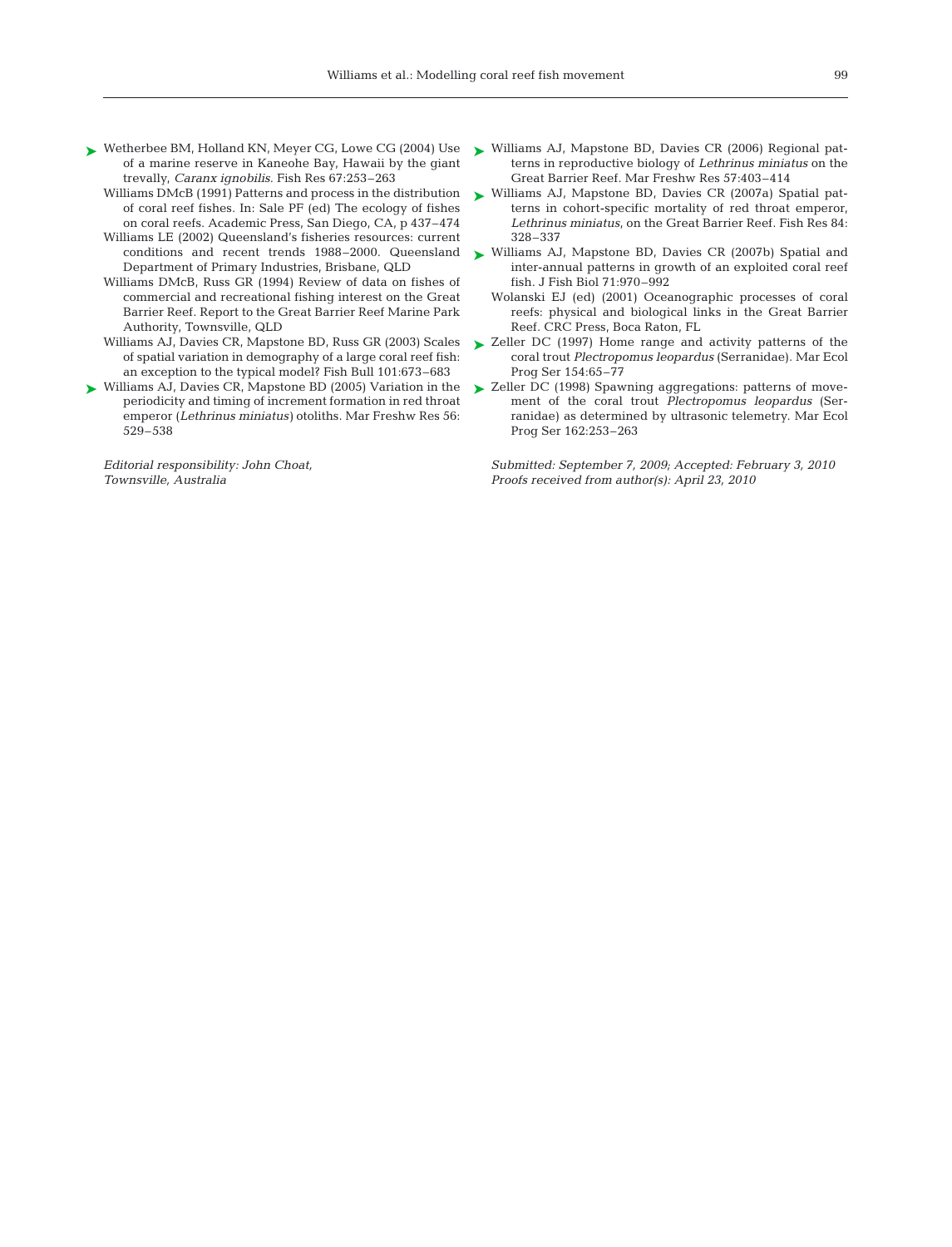Wetherbee BM, Holland KN, Meyer CG, Lowe CG (2004) Use of a marine reserve in Kaneohe Bay, Hawaii by the giant trevally, *Caranx ignobilis*. Fish Res 67:253–263

Williams DMcB (1991) Patterns and process in the distribution of coral reef fishes. In: Sale PF (ed) The ecology of fishes on coral reefs. Academic Press, San Diego, CA, p 437–474

Williams LE (2002) Queensland's fisheries resources: current conditions and recent trends 1988–2000. Queensland Department of Primary Industries, Brisbane, QLD

Williams DMcB, Russ GR (1994) Review of data on fishes of commercial and recreational fishing interest on the Great Barrier Reef. Report to the Great Barrier Reef Marine Park Authority, Townsville, QLD

Williams AJ, Davies CR, Mapstone BD, Russ GR (2003) Scales of spatial variation in demography of a large coral reef fish: an exception to the typical model? Fish Bull 101:673–683

Williams AJ, Davies CR, Mapstone BD (2005) Variation in the periodicity and timing of increment formation in red throat emperor (*Lethrinus miniatus*) otoliths. Mar Freshw Res 56: 529–538

Williams AJ, Mapstone BD, Davies CR (2006) Regional patterns in reproductive biology of *Lethrinus miniatus* on the Great Barrier Reef. Mar Freshw Res 57:403–414

Williams AJ, Mapstone BD, Davies CR (2007a) Spatial patterns in cohort-specific mortality of red throat emperor, *Lethrinus miniatus*, on the Great Barrier Reef. Fish Res 84: 328–337

Williams AJ, Mapstone BD, Davies CR (2007b) Spatial and inter-annual patterns in growth of an exploited coral reef fish. J Fish Biol 71:970–992

Wolanski EJ (ed) (2001) Oceanographic processes of coral reefs: physical and biological links in the Great Barrier Reef. CRC Press, Boca Raton, FL

Zeller DC (1997) Home range and activity patterns of the coral trout *Plectropomus leopardus* (Serranidae). Mar Ecol Prog Ser 154:65–77

Zeller DC (1998) Spawning aggregations: patterns of movement of the coral trout *Plectropomus leopardus* (Serranidae) as determined by ultrasonic telemetry. Mar Ecol Prog Ser 162:253–263

*Editorial responsibility: John Choat, Townsville, Australia*

*Submitted: September 7, 2009; Accepted: February 3, 2010*
*Proofs received from author(s): April 23, 2010*